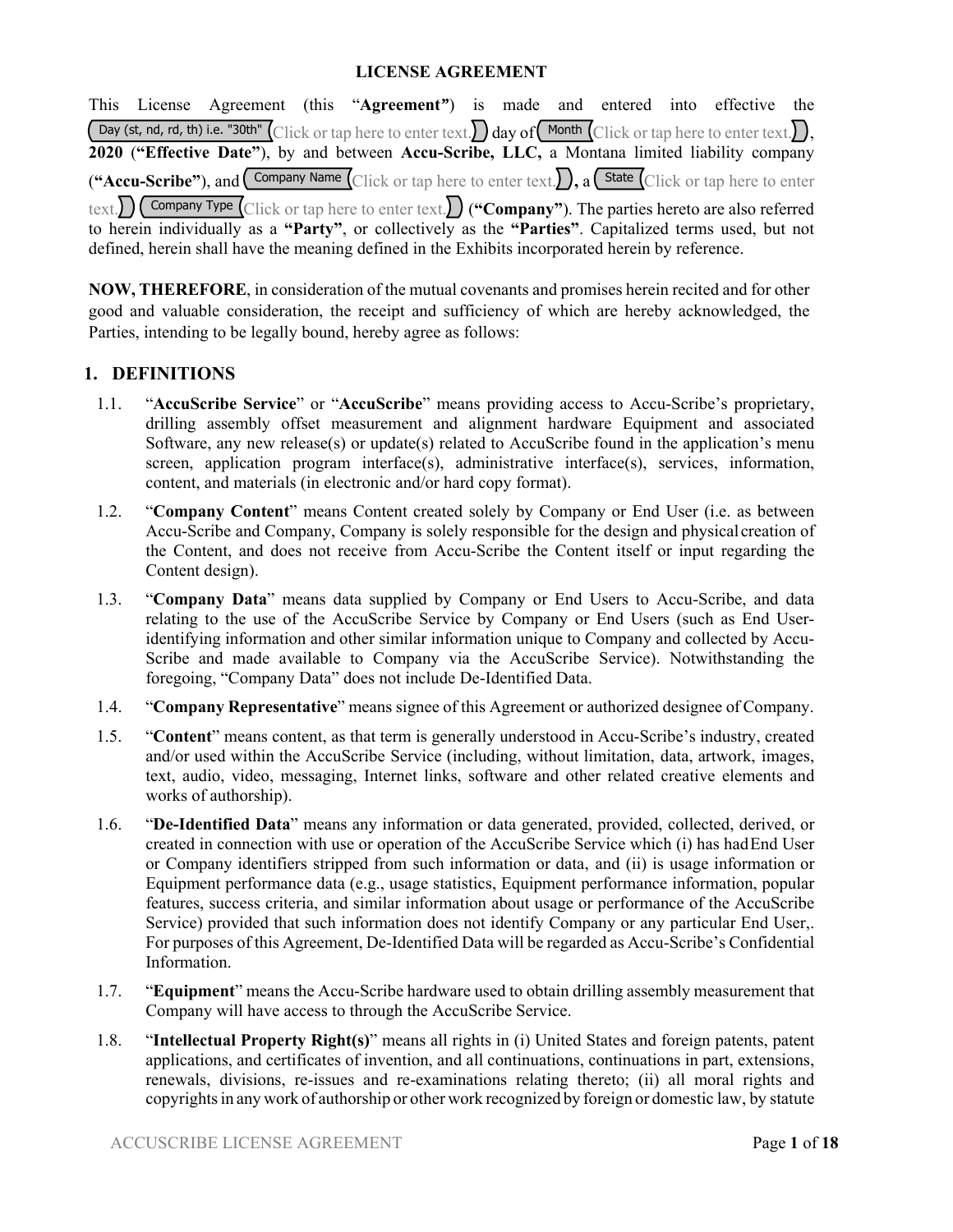**LICENSE AGREEMENT**

This License Agreement (this "**Agreement**") is made and entered into effective the Day (st, nd, rd, th) i.e. "30th" Click or tap here to enter text. day of Month Click or tap here to enter text., **2020** (**"Effective Date"**), by and between **Accu-Scribe, LLC,** a Montana limited liability company (**"Accu-Scribe"**), and Company Name Click or tap here to enter text.**,** a State Click or tap here to enter text. Company Type Click or tap here to enter text. (**"Company"**). The parties hereto are also referred to herein individually as a **"Party"**, or collectively as the **"Parties"**. Capitalized terms used, but not defined, herein shall have the meaning defined in the Exhibits incorporated herein by reference.

**NOW, THEREFORE**, in consideration of the mutual covenants and promises herein recited and for other good and valuable consideration, the receipt and sufficiency of which are hereby acknowledged, the Parties, intending to be legally bound, hereby agree as follows:

## 1. DEFINITIONS

1.1. "**AccuScribe Service**" or "**AccuScribe**" means providing access to Accu-Scribe's proprietary, drilling assembly offset measurement and alignment hardware Equipment and associated Software, any new release(s) or update(s) related to AccuScribe found in the application's menu screen, application program interface(s), administrative interface(s), services, information, content, and materials (in electronic and/or hard copy format).

1.2. "**Company Content**" means Content created solely by Company or End User (i.e. as between Accu-Scribe and Company, Company is solely responsible for the design and physical creation of the Content, and does not receive from Accu-Scribe the Content itself or input regarding the Content design).

1.3. "**Company Data**" means data supplied by Company or End Users to Accu-Scribe, and data relating to the use of the AccuScribe Service by Company or End Users (such as End User-identifying information and other similar information unique to Company and collected by Accu-Scribe and made available to Company via the AccuScribe Service). Notwithstanding the foregoing, "Company Data" does not include De-Identified Data.

1.4. "**Company Representative**" means signee of this Agreement or authorized designee of Company.

1.5. "**Content**" means content, as that term is generally understood in Accu-Scribe's industry, created and/or used within the AccuScribe Service (including, without limitation, data, artwork, images, text, audio, video, messaging, Internet links, software and other related creative elements and works of authorship).

1.6. "**De-Identified Data**" means any information or data generated, provided, collected, derived, or created in connection with use or operation of the AccuScribe Service which (i) has had End User or Company identifiers stripped from such information or data, and (ii) is usage information or Equipment performance data (e.g., usage statistics, Equipment performance information, popular features, success criteria, and similar information about usage or performance of the AccuScribe Service) provided that such information does not identify Company or any particular End User,. For purposes of this Agreement, De-Identified Data will be regarded as Accu-Scribe's Confidential Information.

1.7. "**Equipment**" means the Accu-Scribe hardware used to obtain drilling assembly measurement that Company will have access to through the AccuScribe Service.

1.8. "**Intellectual Property Right(s)**" means all rights in (i) United States and foreign patents, patent applications, and certificates of invention, and all continuations, continuations in part, extensions, renewals, divisions, re-issues and re-examinations relating thereto; (ii) all moral rights and copyrights in any work of authorship or other work recognized by foreign or domestic law, by statute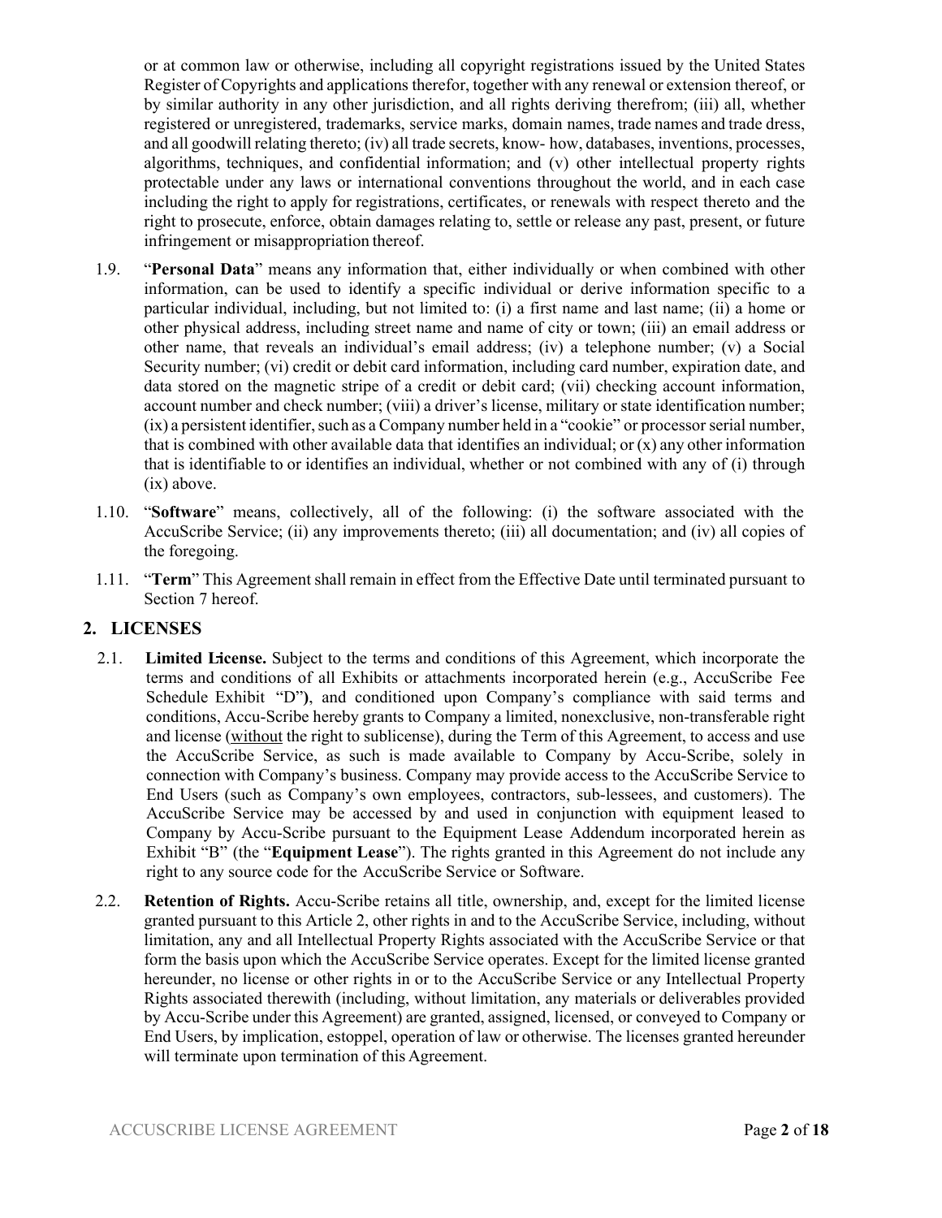or at common law or otherwise, including all copyright registrations issued by the United States Register of Copyrights and applications therefor, together with any renewal or extension thereof, or by similar authority in any other jurisdiction, and all rights deriving therefrom; (iii) all, whether registered or unregistered, trademarks, service marks, domain names, trade names and trade dress, and all goodwill relating thereto; (iv) all trade secrets, know- how, databases, inventions, processes, algorithms, techniques, and confidential information; and (v) other intellectual property rights protectable under any laws or international conventions throughout the world, and in each case including the right to apply for registrations, certificates, or renewals with respect thereto and the right to prosecute, enforce, obtain damages relating to, settle or release any past, present, or future infringement or misappropriation thereof.

1.9. "**Personal Data**" means any information that, either individually or when combined with other information, can be used to identify a specific individual or derive information specific to a particular individual, including, but not limited to: (i) a first name and last name; (ii) a home or other physical address, including street name and name of city or town; (iii) an email address or other name, that reveals an individual's email address; (iv) a telephone number; (v) a Social Security number; (vi) credit or debit card information, including card number, expiration date, and data stored on the magnetic stripe of a credit or debit card; (vii) checking account information, account number and check number; (viii) a driver's license, military or state identification number; (ix) a persistent identifier, such as a Company number held in a "cookie" or processor serial number, that is combined with other available data that identifies an individual; or (x) any other information that is identifiable to or identifies an individual, whether or not combined with any of (i) through (ix) above.

1.10. "**Software**" means, collectively, all of the following: (i) the software associated with the AccuScribe Service; (ii) any improvements thereto; (iii) all documentation; and (iv) all copies of the foregoing.

1.11. "**Term**" This Agreement shall remain in effect from the Effective Date until terminated pursuant to Section 7 hereof.

## 2. LICENSES

2.1. **Limited License.** Subject to the terms and conditions of this Agreement, which incorporate the terms and conditions of all Exhibits or attachments incorporated herein (e.g., AccuScribe Fee Schedule Exhibit "D"**)**, and conditioned upon Company's compliance with said terms and conditions, Accu-Scribe hereby grants to Company a limited, nonexclusive, non-transferable right and license (<u>without</u> the right to sublicense), during the Term of this Agreement, to access and use the AccuScribe Service, as such is made available to Company by Accu-Scribe, solely in connection with Company's business. Company may provide access to the AccuScribe Service to End Users (such as Company's own employees, contractors, sub-lessees, and customers). The AccuScribe Service may be accessed by and used in conjunction with equipment leased to Company by Accu-Scribe pursuant to the Equipment Lease Addendum incorporated herein as Exhibit "B" (the "**Equipment Lease**"). The rights granted in this Agreement do not include any right to any source code for the AccuScribe Service or Software.

2.2. **Retention of Rights.** Accu-Scribe retains all title, ownership, and, except for the limited license granted pursuant to this Article 2, other rights in and to the AccuScribe Service, including, without limitation, any and all Intellectual Property Rights associated with the AccuScribe Service or that form the basis upon which the AccuScribe Service operates. Except for the limited license granted hereunder, no license or other rights in or to the AccuScribe Service or any Intellectual Property Rights associated therewith (including, without limitation, any materials or deliverables provided by Accu-Scribe under this Agreement) are granted, assigned, licensed, or conveyed to Company or End Users, by implication, estoppel, operation of law or otherwise. The licenses granted hereunder will terminate upon termination of this Agreement.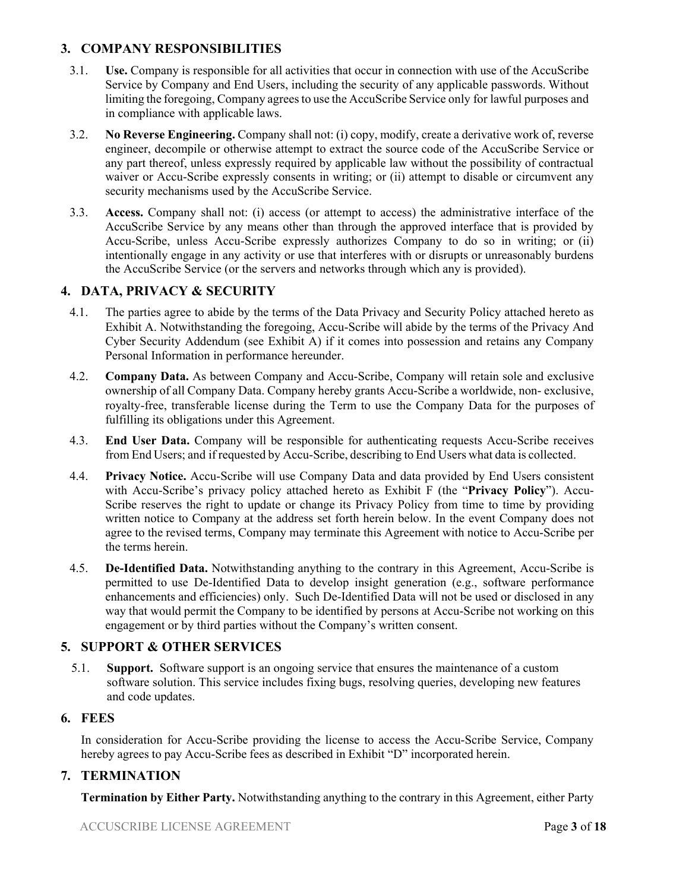## 3. COMPANY RESPONSIBILITIES

3.1. **Use.** Company is responsible for all activities that occur in connection with use of the AccuScribe Service by Company and End Users, including the security of any applicable passwords. Without limiting the foregoing, Company agrees to use the AccuScribe Service only for lawful purposes and in compliance with applicable laws.

3.2. **No Reverse Engineering.** Company shall not: (i) copy, modify, create a derivative work of, reverse engineer, decompile or otherwise attempt to extract the source code of the AccuScribe Service or any part thereof, unless expressly required by applicable law without the possibility of contractual waiver or Accu-Scribe expressly consents in writing; or (ii) attempt to disable or circumvent any security mechanisms used by the AccuScribe Service.

3.3. **Access.** Company shall not: (i) access (or attempt to access) the administrative interface of the AccuScribe Service by any means other than through the approved interface that is provided by Accu-Scribe, unless Accu-Scribe expressly authorizes Company to do so in writing; or (ii) intentionally engage in any activity or use that interferes with or disrupts or unreasonably burdens the AccuScribe Service (or the servers and networks through which any is provided).

## 4. DATA, PRIVACY & SECURITY

4.1. The parties agree to abide by the terms of the Data Privacy and Security Policy attached hereto as Exhibit A. Notwithstanding the foregoing, Accu-Scribe will abide by the terms of the Privacy And Cyber Security Addendum (see Exhibit A) if it comes into possession and retains any Company Personal Information in performance hereunder.

4.2. **Company Data.** As between Company and Accu-Scribe, Company will retain sole and exclusive ownership of all Company Data. Company hereby grants Accu-Scribe a worldwide, non- exclusive, royalty-free, transferable license during the Term to use the Company Data for the purposes of fulfilling its obligations under this Agreement.

4.3. **End User Data.** Company will be responsible for authenticating requests Accu-Scribe receives from End Users; and if requested by Accu-Scribe, describing to End Users what data is collected.

4.4. **Privacy Notice.** Accu-Scribe will use Company Data and data provided by End Users consistent with Accu-Scribe's privacy policy attached hereto as Exhibit F (the "**Privacy Policy**"). Accu-Scribe reserves the right to update or change its Privacy Policy from time to time by providing written notice to Company at the address set forth herein below. In the event Company does not agree to the revised terms, Company may terminate this Agreement with notice to Accu-Scribe per the terms herein.

4.5. **De-Identified Data.** Notwithstanding anything to the contrary in this Agreement, Accu-Scribe is permitted to use De-Identified Data to develop insight generation (e.g., software performance enhancements and efficiencies) only. Such De-Identified Data will not be used or disclosed in any way that would permit the Company to be identified by persons at Accu-Scribe not working on this engagement or by third parties without the Company's written consent.

## 5. SUPPORT & OTHER SERVICES

5.1. **Support.** Software support is an ongoing service that ensures the maintenance of a custom software solution. This service includes fixing bugs, resolving queries, developing new features and code updates.

## 6. FEES

In consideration for Accu-Scribe providing the license to access the Accu-Scribe Service, Company hereby agrees to pay Accu-Scribe fees as described in Exhibit "D" incorporated herein.

## 7. TERMINATION

**Termination by Either Party.** Notwithstanding anything to the contrary in this Agreement, either Party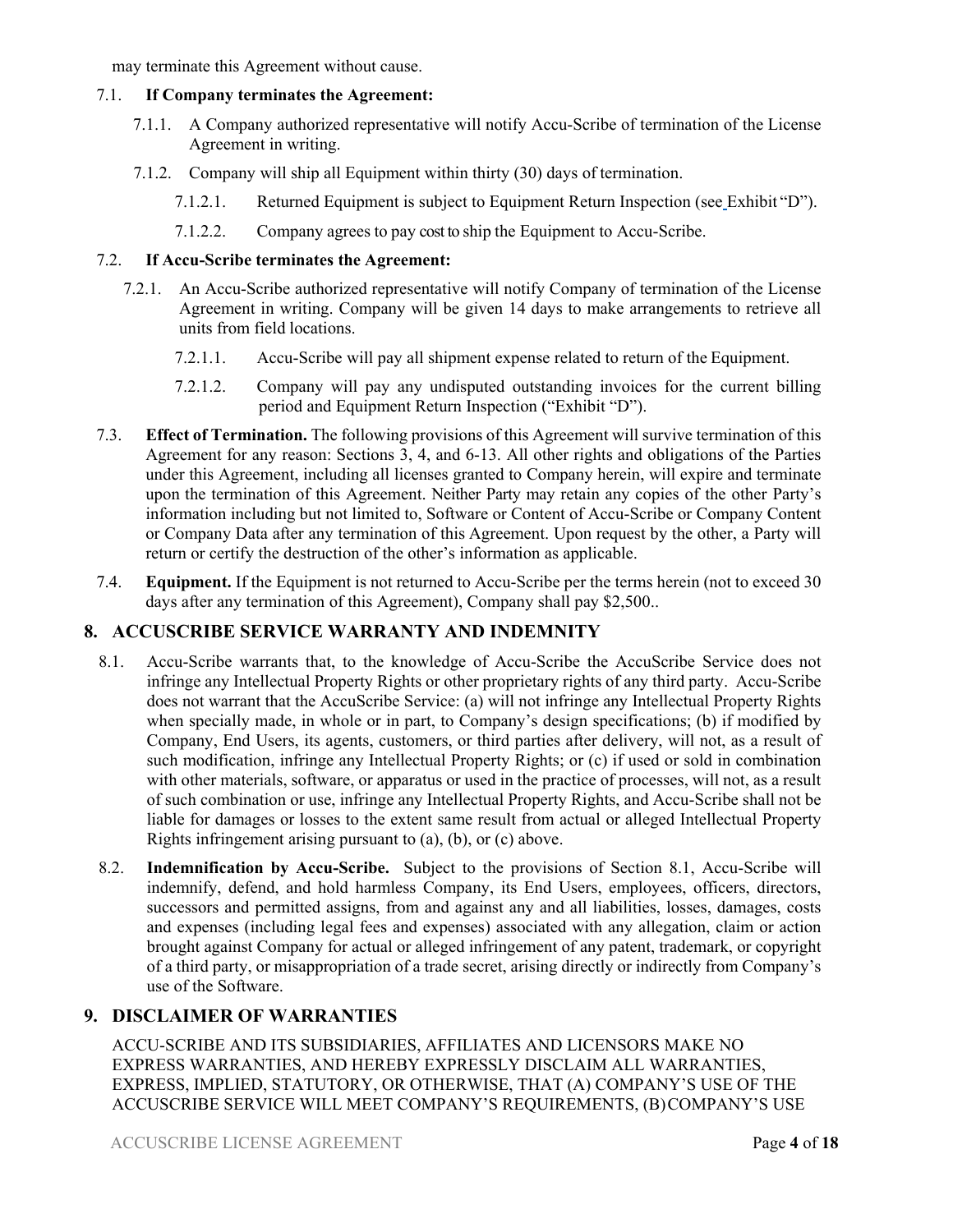may terminate this Agreement without cause.

7.1. **If Company terminates the Agreement:**

7.1.1. A Company authorized representative will notify Accu-Scribe of termination of the License Agreement in writing.

7.1.2. Company will ship all Equipment within thirty (30) days of termination.

7.1.2.1. Returned Equipment is subject to Equipment Return Inspection (see Exhibit "D").

7.1.2.2. Company agrees to pay cost to ship the Equipment to Accu-Scribe.

7.2. **If Accu-Scribe terminates the Agreement:**

7.2.1. An Accu-Scribe authorized representative will notify Company of termination of the License Agreement in writing. Company will be given 14 days to make arrangements to retrieve all units from field locations.

7.2.1.1. Accu-Scribe will pay all shipment expense related to return of the Equipment.

7.2.1.2. Company will pay any undisputed outstanding invoices for the current billing period and Equipment Return Inspection ("Exhibit "D").

7.3. **Effect of Termination.** The following provisions of this Agreement will survive termination of this Agreement for any reason: Sections 3, 4, and 6-13. All other rights and obligations of the Parties under this Agreement, including all licenses granted to Company herein, will expire and terminate upon the termination of this Agreement. Neither Party may retain any copies of the other Party's information including but not limited to, Software or Content of Accu-Scribe or Company Content or Company Data after any termination of this Agreement. Upon request by the other, a Party will return or certify the destruction of the other's information as applicable.

7.4. **Equipment.** If the Equipment is not returned to Accu-Scribe per the terms herein (not to exceed 30 days after any termination of this Agreement), Company shall pay $2,500..

## 8. ACCUSCRIBE SERVICE WARRANTY AND INDEMNITY

8.1. Accu-Scribe warrants that, to the knowledge of Accu-Scribe the AccuScribe Service does not infringe any Intellectual Property Rights or other proprietary rights of any third party. Accu-Scribe does not warrant that the AccuScribe Service: (a) will not infringe any Intellectual Property Rights when specially made, in whole or in part, to Company's design specifications; (b) if modified by Company, End Users, its agents, customers, or third parties after delivery, will not, as a result of such modification, infringe any Intellectual Property Rights; or (c) if used or sold in combination with other materials, software, or apparatus or used in the practice of processes, will not, as a result of such combination or use, infringe any Intellectual Property Rights, and Accu-Scribe shall not be liable for damages or losses to the extent same result from actual or alleged Intellectual Property Rights infringement arising pursuant to (a), (b), or (c) above.

8.2. **Indemnification by Accu-Scribe.** Subject to the provisions of Section 8.1, Accu-Scribe will indemnify, defend, and hold harmless Company, its End Users, employees, officers, directors, successors and permitted assigns, from and against any and all liabilities, losses, damages, costs and expenses (including legal fees and expenses) associated with any allegation, claim or action brought against Company for actual or alleged infringement of any patent, trademark, or copyright of a third party, or misappropriation of a trade secret, arising directly or indirectly from Company's use of the Software.

## 9. DISCLAIMER OF WARRANTIES

ACCU-SCRIBE AND ITS SUBSIDIARIES, AFFILIATES AND LICENSORS MAKE NO EXPRESS WARRANTIES, AND HEREBY EXPRESSLY DISCLAIM ALL WARRANTIES, EXPRESS, IMPLIED, STATUTORY, OR OTHERWISE, THAT (A) COMPANY'S USE OF THE ACCUSCRIBE SERVICE WILL MEET COMPANY'S REQUIREMENTS, (B) COMPANY'S USE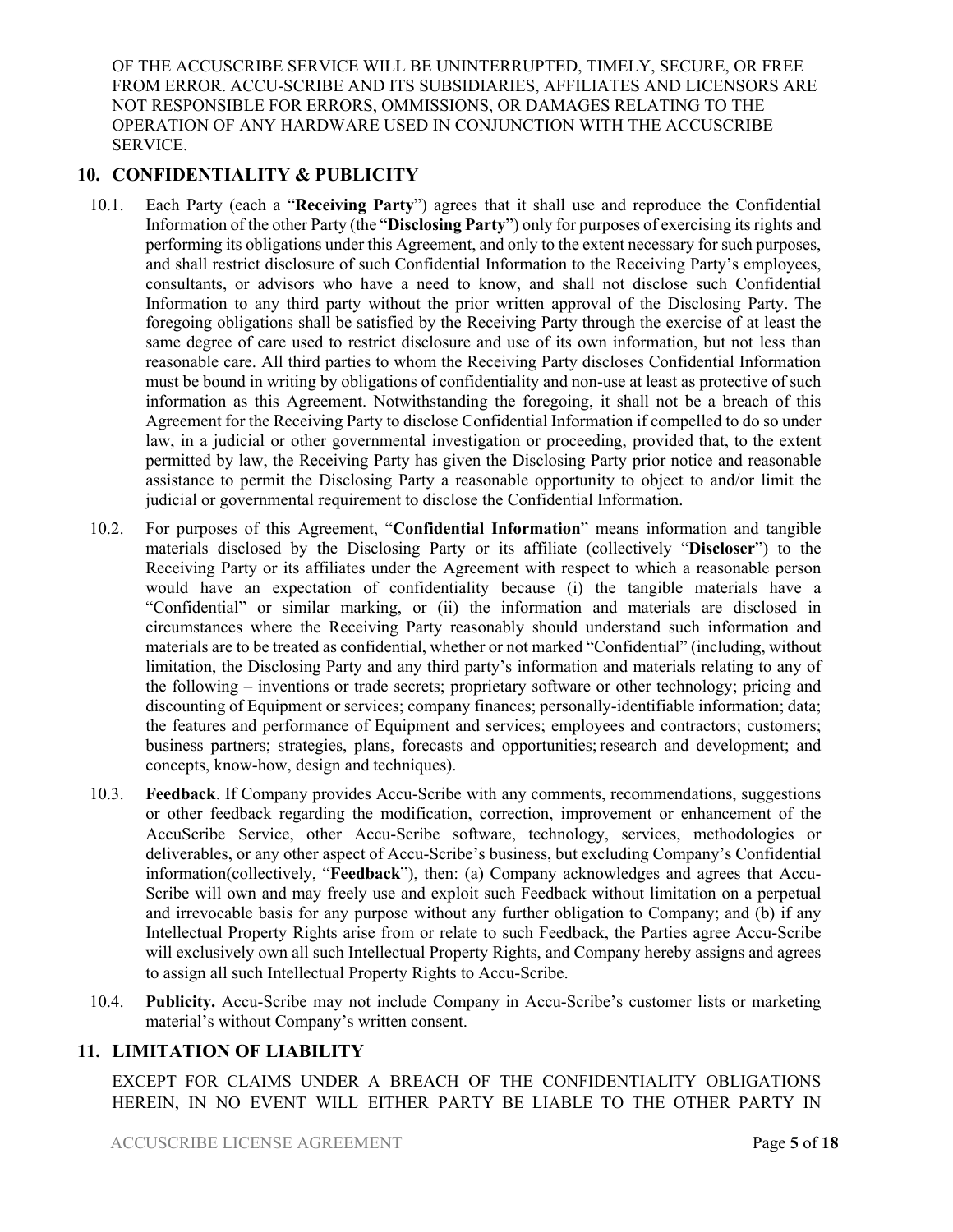OF THE ACCUSCRIBE SERVICE WILL BE UNINTERRUPTED, TIMELY, SECURE, OR FREE FROM ERROR. ACCU-SCRIBE AND ITS SUBSIDIARIES, AFFILIATES AND LICENSORS ARE NOT RESPONSIBLE FOR ERRORS, OMMISSIONS, OR DAMAGES RELATING TO THE OPERATION OF ANY HARDWARE USED IN CONJUNCTION WITH THE ACCUSCRIBE SERVICE.

## 10. CONFIDENTIALITY & PUBLICITY

10.1. Each Party (each a "**Receiving Party**") agrees that it shall use and reproduce the Confidential Information of the other Party (the "**Disclosing Party**") only for purposes of exercising its rights and performing its obligations under this Agreement, and only to the extent necessary for such purposes, and shall restrict disclosure of such Confidential Information to the Receiving Party's employees, consultants, or advisors who have a need to know, and shall not disclose such Confidential Information to any third party without the prior written approval of the Disclosing Party. The foregoing obligations shall be satisfied by the Receiving Party through the exercise of at least the same degree of care used to restrict disclosure and use of its own information, but not less than reasonable care. All third parties to whom the Receiving Party discloses Confidential Information must be bound in writing by obligations of confidentiality and non-use at least as protective of such information as this Agreement. Notwithstanding the foregoing, it shall not be a breach of this Agreement for the Receiving Party to disclose Confidential Information if compelled to do so under law, in a judicial or other governmental investigation or proceeding, provided that, to the extent permitted by law, the Receiving Party has given the Disclosing Party prior notice and reasonable assistance to permit the Disclosing Party a reasonable opportunity to object to and/or limit the judicial or governmental requirement to disclose the Confidential Information.

10.2. For purposes of this Agreement, "**Confidential Information**" means information and tangible materials disclosed by the Disclosing Party or its affiliate (collectively "**Discloser**") to the Receiving Party or its affiliates under the Agreement with respect to which a reasonable person would have an expectation of confidentiality because (i) the tangible materials have a "Confidential" or similar marking, or (ii) the information and materials are disclosed in circumstances where the Receiving Party reasonably should understand such information and materials are to be treated as confidential, whether or not marked "Confidential" (including, without limitation, the Disclosing Party and any third party's information and materials relating to any of the following – inventions or trade secrets; proprietary software or other technology; pricing and discounting of Equipment or services; company finances; personally-identifiable information; data; the features and performance of Equipment and services; employees and contractors; customers; business partners; strategies, plans, forecasts and opportunities; research and development; and concepts, know-how, design and techniques).

10.3. **Feedback**. If Company provides Accu-Scribe with any comments, recommendations, suggestions or other feedback regarding the modification, correction, improvement or enhancement of the AccuScribe Service, other Accu-Scribe software, technology, services, methodologies or deliverables, or any other aspect of Accu-Scribe's business, but excluding Company's Confidential information(collectively, "**Feedback**"), then: (a) Company acknowledges and agrees that Accu-Scribe will own and may freely use and exploit such Feedback without limitation on a perpetual and irrevocable basis for any purpose without any further obligation to Company; and (b) if any Intellectual Property Rights arise from or relate to such Feedback, the Parties agree Accu-Scribe will exclusively own all such Intellectual Property Rights, and Company hereby assigns and agrees to assign all such Intellectual Property Rights to Accu-Scribe.

10.4. **Publicity.** Accu-Scribe may not include Company in Accu-Scribe's customer lists or marketing material's without Company's written consent.

## 11. LIMITATION OF LIABILITY

EXCEPT FOR CLAIMS UNDER A BREACH OF THE CONFIDENTIALITY OBLIGATIONS HEREIN, IN NO EVENT WILL EITHER PARTY BE LIABLE TO THE OTHER PARTY IN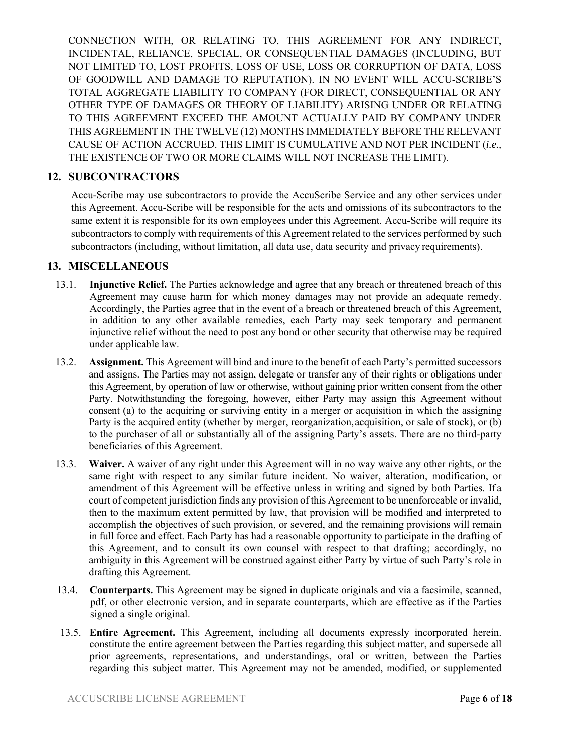CONNECTION WITH, OR RELATING TO, THIS AGREEMENT FOR ANY INDIRECT, INCIDENTAL, RELIANCE, SPECIAL, OR CONSEQUENTIAL DAMAGES (INCLUDING, BUT NOT LIMITED TO, LOST PROFITS, LOSS OF USE, LOSS OR CORRUPTION OF DATA, LOSS OF GOODWILL AND DAMAGE TO REPUTATION). IN NO EVENT WILL ACCU-SCRIBE'S TOTAL AGGREGATE LIABILITY TO COMPANY (FOR DIRECT, CONSEQUENTIAL OR ANY OTHER TYPE OF DAMAGES OR THEORY OF LIABILITY) ARISING UNDER OR RELATING TO THIS AGREEMENT EXCEED THE AMOUNT ACTUALLY PAID BY COMPANY UNDER THIS AGREEMENT IN THE TWELVE (12) MONTHS IMMEDIATELY BEFORE THE RELEVANT CAUSE OF ACTION ACCRUED. THIS LIMIT IS CUMULATIVE AND NOT PER INCIDENT (*i.e.,* THE EXISTENCE OF TWO OR MORE CLAIMS WILL NOT INCREASE THE LIMIT).

## 12. SUBCONTRACTORS

Accu-Scribe may use subcontractors to provide the AccuScribe Service and any other services under this Agreement. Accu-Scribe will be responsible for the acts and omissions of its subcontractors to the same extent it is responsible for its own employees under this Agreement. Accu-Scribe will require its subcontractors to comply with requirements of this Agreement related to the services performed by such subcontractors (including, without limitation, all data use, data security and privacy requirements).

## 13. MISCELLANEOUS

13.1. **Injunctive Relief.** The Parties acknowledge and agree that any breach or threatened breach of this Agreement may cause harm for which money damages may not provide an adequate remedy. Accordingly, the Parties agree that in the event of a breach or threatened breach of this Agreement, in addition to any other available remedies, each Party may seek temporary and permanent injunctive relief without the need to post any bond or other security that otherwise may be required under applicable law.

13.2. **Assignment.** This Agreement will bind and inure to the benefit of each Party's permitted successors and assigns. The Parties may not assign, delegate or transfer any of their rights or obligations under this Agreement, by operation of law or otherwise, without gaining prior written consent from the other Party. Notwithstanding the foregoing, however, either Party may assign this Agreement without consent (a) to the acquiring or surviving entity in a merger or acquisition in which the assigning Party is the acquired entity (whether by merger, reorganization, acquisition, or sale of stock), or (b) to the purchaser of all or substantially all of the assigning Party's assets. There are no third-party beneficiaries of this Agreement.

13.3. **Waiver.** A waiver of any right under this Agreement will in no way waive any other rights, or the same right with respect to any similar future incident. No waiver, alteration, modification, or amendment of this Agreement will be effective unless in writing and signed by both Parties. If a court of competent jurisdiction finds any provision of this Agreement to be unenforceable or invalid, then to the maximum extent permitted by law, that provision will be modified and interpreted to accomplish the objectives of such provision, or severed, and the remaining provisions will remain in full force and effect. Each Party has had a reasonable opportunity to participate in the drafting of this Agreement, and to consult its own counsel with respect to that drafting; accordingly, no ambiguity in this Agreement will be construed against either Party by virtue of such Party's role in drafting this Agreement.

13.4. **Counterparts.** This Agreement may be signed in duplicate originals and via a facsimile, scanned, pdf, or other electronic version, and in separate counterparts, which are effective as if the Parties signed a single original.

13.5. **Entire Agreement.** This Agreement, including all documents expressly incorporated herein. constitute the entire agreement between the Parties regarding this subject matter, and supersede all prior agreements, representations, and understandings, oral or written, between the Parties regarding this subject matter. This Agreement may not be amended, modified, or supplemented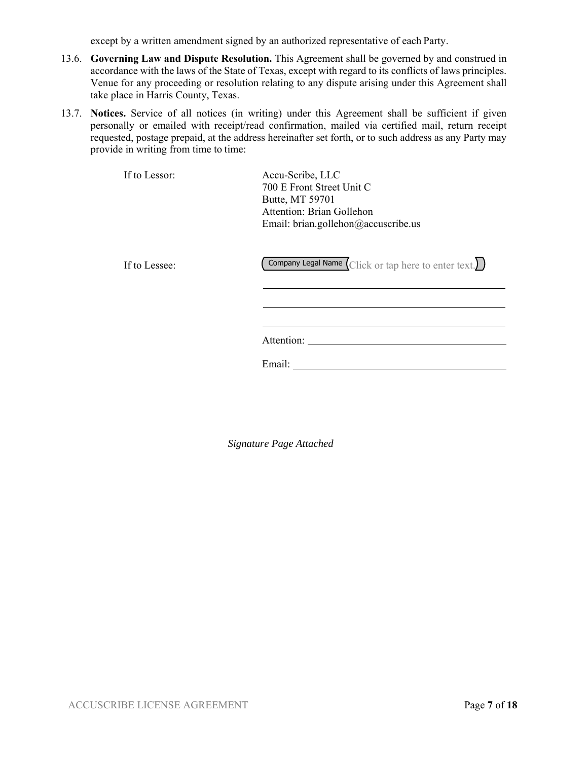except by a written amendment signed by an authorized representative of each Party.

13.6. **Governing Law and Dispute Resolution.** This Agreement shall be governed by and construed in accordance with the laws of the State of Texas, except with regard to its conflicts of laws principles. Venue for any proceeding or resolution relating to any dispute arising under this Agreement shall take place in Harris County, Texas.

13.7. **Notices.** Service of all notices (in writing) under this Agreement shall be sufficient if given personally or emailed with receipt/read confirmation, mailed via certified mail, return receipt requested, postage prepaid, at the address hereinafter set forth, or to such address as any Party may provide in writing from time to time:

If to Lessor:

Accu-Scribe, LLC
700 E Front Street Unit C
Butte, MT 59701
Attention: Brian Gollehon
Email: brian.gollehon@accuscribe.us

If to Lessee:

Company Legal Name Click or tap here to enter text.

\_\_\_\_\_\_\_\_\_\_\_\_\_\_\_\_\_\_\_\_\_\_\_\_\_\_\_\_\_\_\_\_\_\_\_\_\_\_\_\_

\_\_\_\_\_\_\_\_\_\_\_\_\_\_\_\_\_\_\_\_\_\_\_\_\_\_\_\_\_\_\_\_\_\_\_\_\_\_\_\_

\_\_\_\_\_\_\_\_\_\_\_\_\_\_\_\_\_\_\_\_\_\_\_\_\_\_\_\_\_\_\_\_\_\_\_\_\_\_\_\_

Attention: \_\_\_\_\_\_\_\_\_\_\_\_\_\_\_\_\_\_\_\_\_\_\_\_\_\_\_\_\_\_\_\_

Email: \_\_\_\_\_\_\_\_\_\_\_\_\_\_\_\_\_\_\_\_\_\_\_\_\_\_\_\_\_\_\_\_\_\_\_

*Signature Page Attached*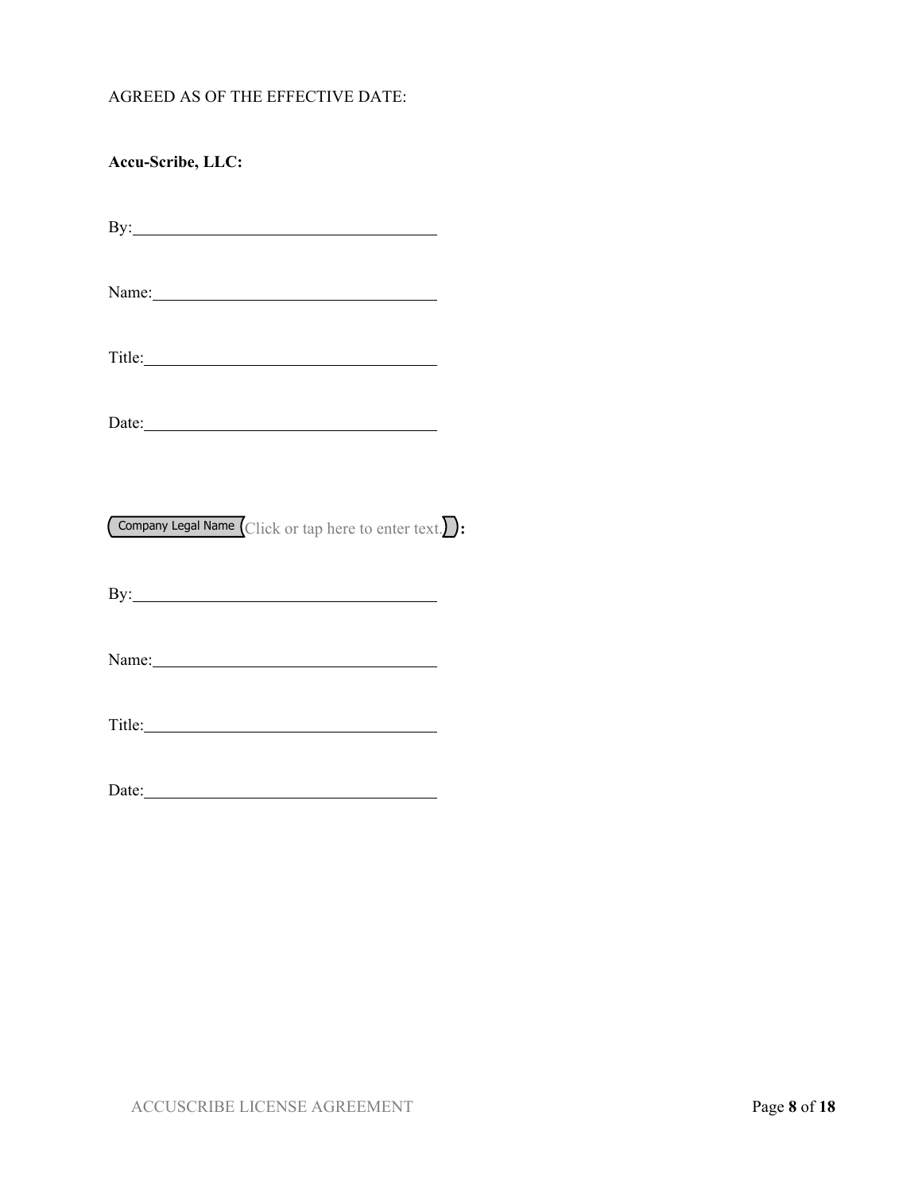AGREED AS OF THE EFFECTIVE DATE:

**Accu-Scribe, LLC:**

By:\_\_\_\_\_\_\_\_\_\_\_\_\_\_\_\_\_\_\_\_\_\_\_\_\_\_\_\_\_\_\_\_\_\_\_\_

Name:\_\_\_\_\_\_\_\_\_\_\_\_\_\_\_\_\_\_\_\_\_\_\_\_\_\_\_\_\_\_\_\_\_\_

Title:\_\_\_\_\_\_\_\_\_\_\_\_\_\_\_\_\_\_\_\_\_\_\_\_\_\_\_\_\_\_\_\_\_\_\_

Date:\_\_\_\_\_\_\_\_\_\_\_\_\_\_\_\_\_\_\_\_\_\_\_\_\_\_\_\_\_\_\_\_\_\_\_

Company Legal Name (Click or tap here to enter text.)**:**

By:\_\_\_\_\_\_\_\_\_\_\_\_\_\_\_\_\_\_\_\_\_\_\_\_\_\_\_\_\_\_\_\_\_\_\_\_

Name:\_\_\_\_\_\_\_\_\_\_\_\_\_\_\_\_\_\_\_\_\_\_\_\_\_\_\_\_\_\_\_\_\_\_

Title:\_\_\_\_\_\_\_\_\_\_\_\_\_\_\_\_\_\_\_\_\_\_\_\_\_\_\_\_\_\_\_\_\_\_\_

Date:\_\_\_\_\_\_\_\_\_\_\_\_\_\_\_\_\_\_\_\_\_\_\_\_\_\_\_\_\_\_\_\_\_\_\_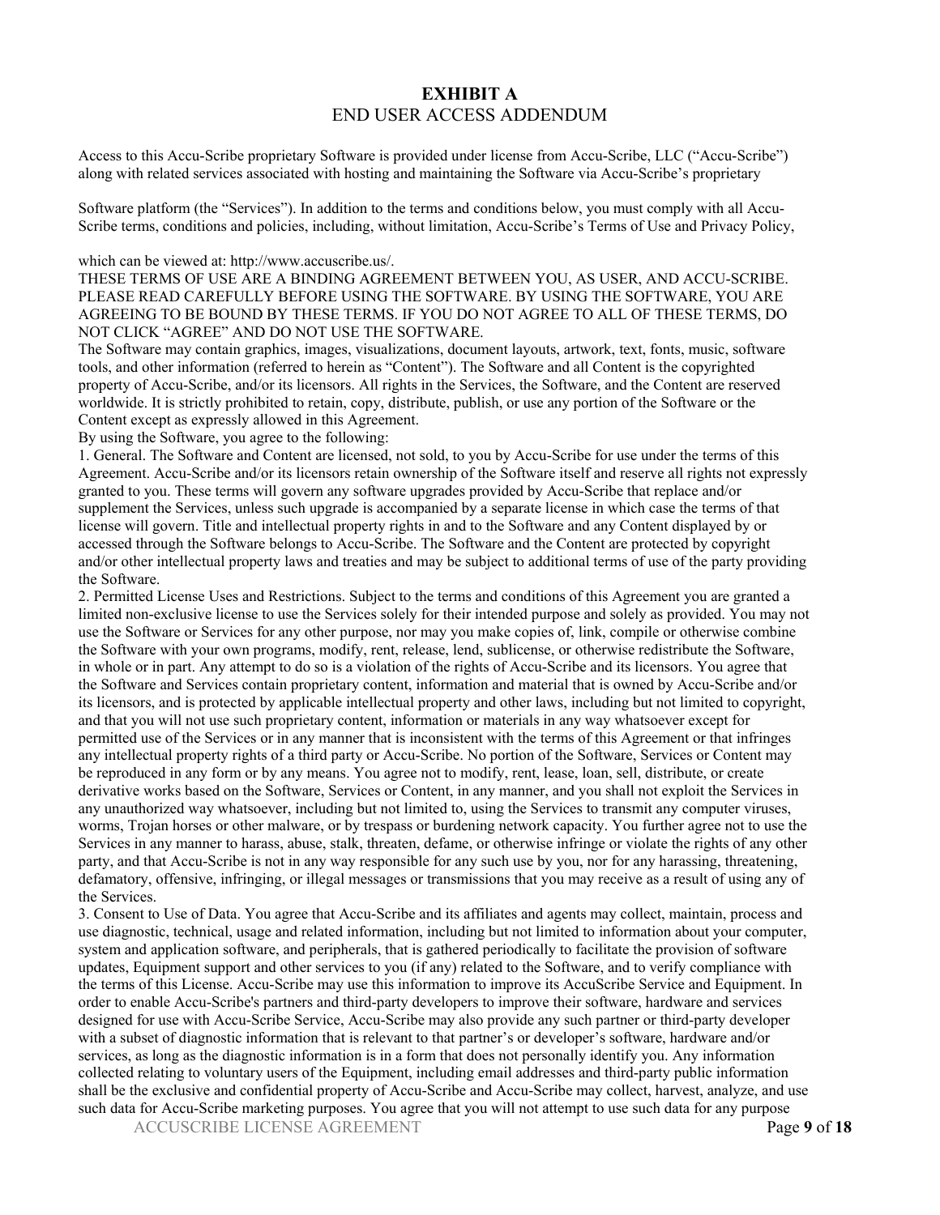# EXHIBIT A

## END USER ACCESS ADDENDUM

Access to this Accu-Scribe proprietary Software is provided under license from Accu-Scribe, LLC ("Accu-Scribe") along with related services associated with hosting and maintaining the Software via Accu-Scribe's proprietary

Software platform (the "Services"). In addition to the terms and conditions below, you must comply with all Accu-Scribe terms, conditions and policies, including, without limitation, Accu-Scribe's Terms of Use and Privacy Policy,

which can be viewed at: http://www.accuscribe.us/.

THESE TERMS OF USE ARE A BINDING AGREEMENT BETWEEN YOU, AS USER, AND ACCU-SCRIBE. PLEASE READ CAREFULLY BEFORE USING THE SOFTWARE. BY USING THE SOFTWARE, YOU ARE AGREEING TO BE BOUND BY THESE TERMS. IF YOU DO NOT AGREE TO ALL OF THESE TERMS, DO NOT CLICK "AGREE" AND DO NOT USE THE SOFTWARE.

The Software may contain graphics, images, visualizations, document layouts, artwork, text, fonts, music, software tools, and other information (referred to herein as "Content"). The Software and all Content is the copyrighted property of Accu-Scribe, and/or its licensors. All rights in the Services, the Software, and the Content are reserved worldwide. It is strictly prohibited to retain, copy, distribute, publish, or use any portion of the Software or the Content except as expressly allowed in this Agreement.

By using the Software, you agree to the following:

1. General. The Software and Content are licensed, not sold, to you by Accu-Scribe for use under the terms of this Agreement. Accu-Scribe and/or its licensors retain ownership of the Software itself and reserve all rights not expressly granted to you. These terms will govern any software upgrades provided by Accu-Scribe that replace and/or supplement the Services, unless such upgrade is accompanied by a separate license in which case the terms of that license will govern. Title and intellectual property rights in and to the Software and any Content displayed by or accessed through the Software belongs to Accu-Scribe. The Software and the Content are protected by copyright and/or other intellectual property laws and treaties and may be subject to additional terms of use of the party providing the Software.

2. Permitted License Uses and Restrictions. Subject to the terms and conditions of this Agreement you are granted a limited non-exclusive license to use the Services solely for their intended purpose and solely as provided. You may not use the Software or Services for any other purpose, nor may you make copies of, link, compile or otherwise combine the Software with your own programs, modify, rent, release, lend, sublicense, or otherwise redistribute the Software, in whole or in part. Any attempt to do so is a violation of the rights of Accu-Scribe and its licensors. You agree that the Software and Services contain proprietary content, information and material that is owned by Accu-Scribe and/or its licensors, and is protected by applicable intellectual property and other laws, including but not limited to copyright, and that you will not use such proprietary content, information or materials in any way whatsoever except for permitted use of the Services or in any manner that is inconsistent with the terms of this Agreement or that infringes any intellectual property rights of a third party or Accu-Scribe. No portion of the Software, Services or Content may be reproduced in any form or by any means. You agree not to modify, rent, lease, loan, sell, distribute, or create derivative works based on the Software, Services or Content, in any manner, and you shall not exploit the Services in any unauthorized way whatsoever, including but not limited to, using the Services to transmit any computer viruses, worms, Trojan horses or other malware, or by trespass or burdening network capacity. You further agree not to use the Services in any manner to harass, abuse, stalk, threaten, defame, or otherwise infringe or violate the rights of any other party, and that Accu-Scribe is not in any way responsible for any such use by you, nor for any harassing, threatening, defamatory, offensive, infringing, or illegal messages or transmissions that you may receive as a result of using any of the Services.

3. Consent to Use of Data. You agree that Accu-Scribe and its affiliates and agents may collect, maintain, process and use diagnostic, technical, usage and related information, including but not limited to information about your computer, system and application software, and peripherals, that is gathered periodically to facilitate the provision of software updates, Equipment support and other services to you (if any) related to the Software, and to verify compliance with the terms of this License. Accu-Scribe may use this information to improve its AccuScribe Service and Equipment. In order to enable Accu-Scribe's partners and third-party developers to improve their software, hardware and services designed for use with Accu-Scribe Service, Accu-Scribe may also provide any such partner or third-party developer with a subset of diagnostic information that is relevant to that partner's or developer's software, hardware and/or services, as long as the diagnostic information is in a form that does not personally identify you. Any information collected relating to voluntary users of the Equipment, including email addresses and third-party public information shall be the exclusive and confidential property of Accu-Scribe and Accu-Scribe may collect, harvest, analyze, and use such data for Accu-Scribe marketing purposes. You agree that you will not attempt to use such data for any purpose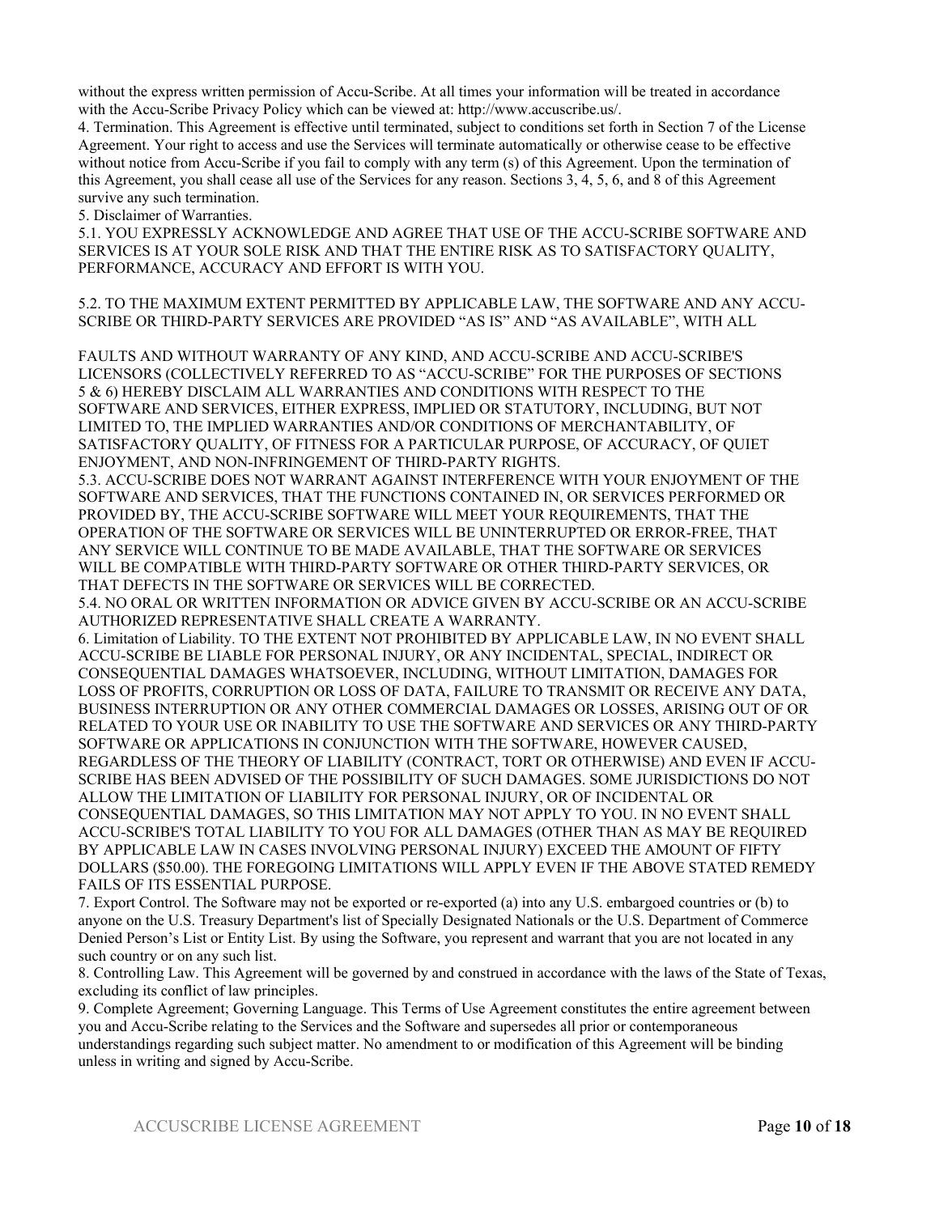without the express written permission of Accu-Scribe. At all times your information will be treated in accordance with the Accu-Scribe Privacy Policy which can be viewed at: http://www.accuscribe.us/.

4. Termination. This Agreement is effective until terminated, subject to conditions set forth in Section 7 of the License Agreement. Your right to access and use the Services will terminate automatically or otherwise cease to be effective without notice from Accu-Scribe if you fail to comply with any term (s) of this Agreement. Upon the termination of this Agreement, you shall cease all use of the Services for any reason. Sections 3, 4, 5, 6, and 8 of this Agreement survive any such termination.

5. Disclaimer of Warranties.

5.1. YOU EXPRESSLY ACKNOWLEDGE AND AGREE THAT USE OF THE ACCU-SCRIBE SOFTWARE AND SERVICES IS AT YOUR SOLE RISK AND THAT THE ENTIRE RISK AS TO SATISFACTORY QUALITY, PERFORMANCE, ACCURACY AND EFFORT IS WITH YOU.

5.2. TO THE MAXIMUM EXTENT PERMITTED BY APPLICABLE LAW, THE SOFTWARE AND ANY ACCU-SCRIBE OR THIRD-PARTY SERVICES ARE PROVIDED “AS IS” AND “AS AVAILABLE”, WITH ALL

FAULTS AND WITHOUT WARRANTY OF ANY KIND, AND ACCU-SCRIBE AND ACCU-SCRIBE'S LICENSORS (COLLECTIVELY REFERRED TO AS “ACCU-SCRIBE” FOR THE PURPOSES OF SECTIONS 5 & 6) HEREBY DISCLAIM ALL WARRANTIES AND CONDITIONS WITH RESPECT TO THE SOFTWARE AND SERVICES, EITHER EXPRESS, IMPLIED OR STATUTORY, INCLUDING, BUT NOT LIMITED TO, THE IMPLIED WARRANTIES AND/OR CONDITIONS OF MERCHANTABILITY, OF SATISFACTORY QUALITY, OF FITNESS FOR A PARTICULAR PURPOSE, OF ACCURACY, OF QUIET ENJOYMENT, AND NON-INFRINGEMENT OF THIRD-PARTY RIGHTS.

5.3. ACCU-SCRIBE DOES NOT WARRANT AGAINST INTERFERENCE WITH YOUR ENJOYMENT OF THE SOFTWARE AND SERVICES, THAT THE FUNCTIONS CONTAINED IN, OR SERVICES PERFORMED OR PROVIDED BY, THE ACCU-SCRIBE SOFTWARE WILL MEET YOUR REQUIREMENTS, THAT THE OPERATION OF THE SOFTWARE OR SERVICES WILL BE UNINTERRUPTED OR ERROR-FREE, THAT ANY SERVICE WILL CONTINUE TO BE MADE AVAILABLE, THAT THE SOFTWARE OR SERVICES WILL BE COMPATIBLE WITH THIRD-PARTY SOFTWARE OR OTHER THIRD-PARTY SERVICES, OR THAT DEFECTS IN THE SOFTWARE OR SERVICES WILL BE CORRECTED.

5.4. NO ORAL OR WRITTEN INFORMATION OR ADVICE GIVEN BY ACCU-SCRIBE OR AN ACCU-SCRIBE AUTHORIZED REPRESENTATIVE SHALL CREATE A WARRANTY.

6. Limitation of Liability. TO THE EXTENT NOT PROHIBITED BY APPLICABLE LAW, IN NO EVENT SHALL ACCU-SCRIBE BE LIABLE FOR PERSONAL INJURY, OR ANY INCIDENTAL, SPECIAL, INDIRECT OR CONSEQUENTIAL DAMAGES WHATSOEVER, INCLUDING, WITHOUT LIMITATION, DAMAGES FOR LOSS OF PROFITS, CORRUPTION OR LOSS OF DATA, FAILURE TO TRANSMIT OR RECEIVE ANY DATA, BUSINESS INTERRUPTION OR ANY OTHER COMMERCIAL DAMAGES OR LOSSES, ARISING OUT OF OR RELATED TO YOUR USE OR INABILITY TO USE THE SOFTWARE AND SERVICES OR ANY THIRD-PARTY SOFTWARE OR APPLICATIONS IN CONJUNCTION WITH THE SOFTWARE, HOWEVER CAUSED, REGARDLESS OF THE THEORY OF LIABILITY (CONTRACT, TORT OR OTHERWISE) AND EVEN IF ACCU-SCRIBE HAS BEEN ADVISED OF THE POSSIBILITY OF SUCH DAMAGES. SOME JURISDICTIONS DO NOT ALLOW THE LIMITATION OF LIABILITY FOR PERSONAL INJURY, OR OF INCIDENTAL OR CONSEQUENTIAL DAMAGES, SO THIS LIMITATION MAY NOT APPLY TO YOU. IN NO EVENT SHALL ACCU-SCRIBE'S TOTAL LIABILITY TO YOU FOR ALL DAMAGES (OTHER THAN AS MAY BE REQUIRED BY APPLICABLE LAW IN CASES INVOLVING PERSONAL INJURY) EXCEED THE AMOUNT OF FIFTY DOLLARS ($50.00). THE FOREGOING LIMITATIONS WILL APPLY EVEN IF THE ABOVE STATED REMEDY FAILS OF ITS ESSENTIAL PURPOSE.

7. Export Control. The Software may not be exported or re-exported (a) into any U.S. embargoed countries or (b) to anyone on the U.S. Treasury Department's list of Specially Designated Nationals or the U.S. Department of Commerce Denied Person’s List or Entity List. By using the Software, you represent and warrant that you are not located in any such country or on any such list.

8. Controlling Law. This Agreement will be governed by and construed in accordance with the laws of the State of Texas, excluding its conflict of law principles.

9. Complete Agreement; Governing Language. This Terms of Use Agreement constitutes the entire agreement between you and Accu-Scribe relating to the Services and the Software and supersedes all prior or contemporaneous understandings regarding such subject matter. No amendment to or modification of this Agreement will be binding unless in writing and signed by Accu-Scribe.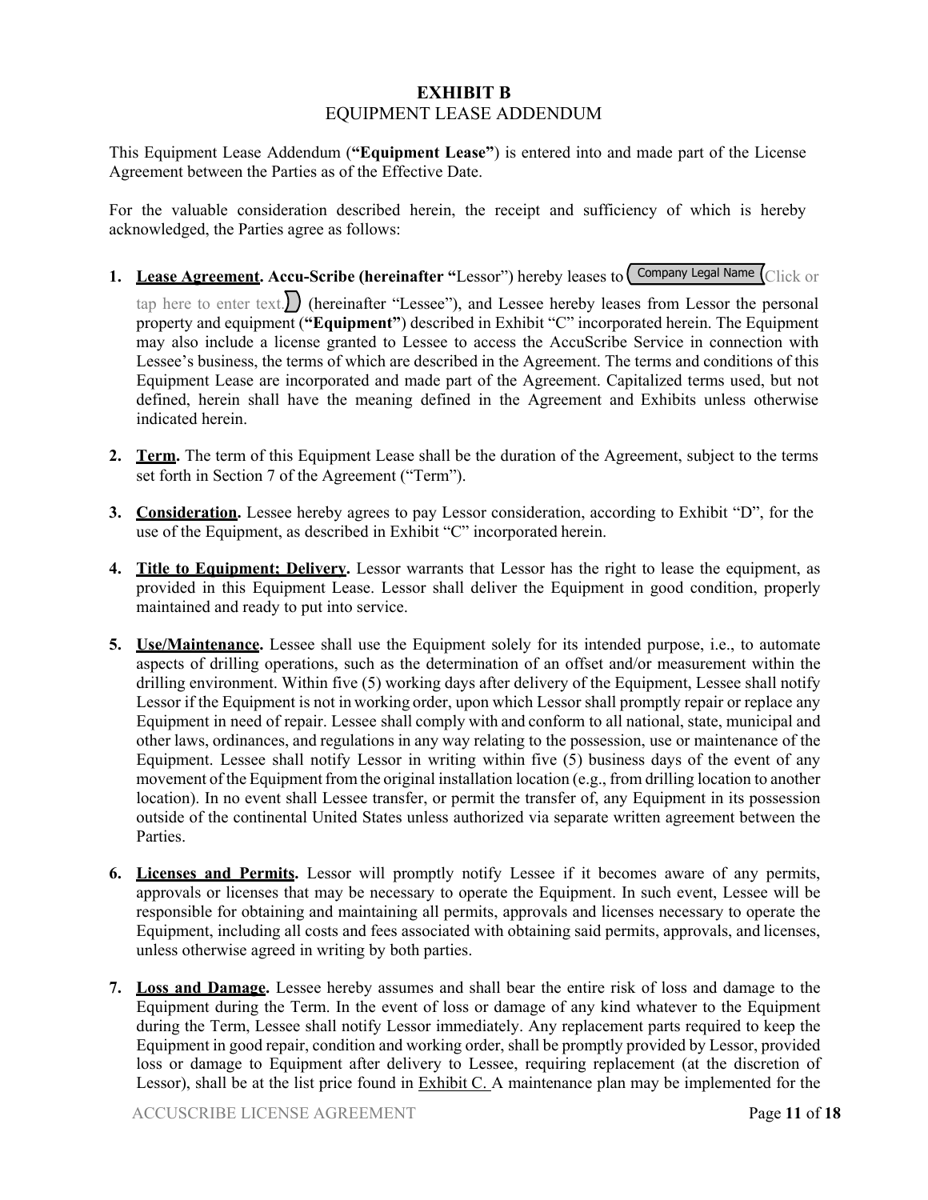# EXHIBIT B
## EQUIPMENT LEASE ADDENDUM

This Equipment Lease Addendum (**"Equipment Lease"**) is entered into and made part of the License Agreement between the Parties as of the Effective Date.

For the valuable consideration described herein, the receipt and sufficiency of which is hereby acknowledged, the Parties agree as follows:

1. **<u>Lease Agreement</u>. Accu-Scribe (hereinafter "**Lessor") hereby leases to Company Legal Name Click or tap here to enter text. (hereinafter "Lessee"), and Lessee hereby leases from Lessor the personal property and equipment (**"Equipment"**) described in Exhibit "C" incorporated herein. The Equipment may also include a license granted to Lessee to access the AccuScribe Service in connection with Lessee's business, the terms of which are described in the Agreement. The terms and conditions of this Equipment Lease are incorporated and made part of the Agreement. Capitalized terms used, but not defined, herein shall have the meaning defined in the Agreement and Exhibits unless otherwise indicated herein.

2. **<u>Term</u>.** The term of this Equipment Lease shall be the duration of the Agreement, subject to the terms set forth in Section 7 of the Agreement ("Term").

3. **<u>Consideration</u>.** Lessee hereby agrees to pay Lessor consideration, according to Exhibit "D", for the use of the Equipment, as described in Exhibit "C" incorporated herein.

4. **<u>Title to Equipment; Delivery</u>.** Lessor warrants that Lessor has the right to lease the equipment, as provided in this Equipment Lease. Lessor shall deliver the Equipment in good condition, properly maintained and ready to put into service.

5. **<u>Use/Maintenance</u>.** Lessee shall use the Equipment solely for its intended purpose, i.e., to automate aspects of drilling operations, such as the determination of an offset and/or measurement within the drilling environment. Within five (5) working days after delivery of the Equipment, Lessee shall notify Lessor if the Equipment is not in working order, upon which Lessor shall promptly repair or replace any Equipment in need of repair. Lessee shall comply with and conform to all national, state, municipal and other laws, ordinances, and regulations in any way relating to the possession, use or maintenance of the Equipment. Lessee shall notify Lessor in writing within five (5) business days of the event of any movement of the Equipment from the original installation location (e.g., from drilling location to another location). In no event shall Lessee transfer, or permit the transfer of, any Equipment in its possession outside of the continental United States unless authorized via separate written agreement between the Parties.

6. **<u>Licenses and Permits</u>.** Lessor will promptly notify Lessee if it becomes aware of any permits, approvals or licenses that may be necessary to operate the Equipment. In such event, Lessee will be responsible for obtaining and maintaining all permits, approvals and licenses necessary to operate the Equipment, including all costs and fees associated with obtaining said permits, approvals, and licenses, unless otherwise agreed in writing by both parties.

7. **<u>Loss and Damage</u>.** Lessee hereby assumes and shall bear the entire risk of loss and damage to the Equipment during the Term. In the event of loss or damage of any kind whatever to the Equipment during the Term, Lessee shall notify Lessor immediately. Any replacement parts required to keep the Equipment in good repair, condition and working order, shall be promptly provided by Lessor, provided loss or damage to Equipment after delivery to Lessee, requiring replacement (at the discretion of Lessor), shall be at the list price found in <u>Exhibit C.</u> A maintenance plan may be implemented for the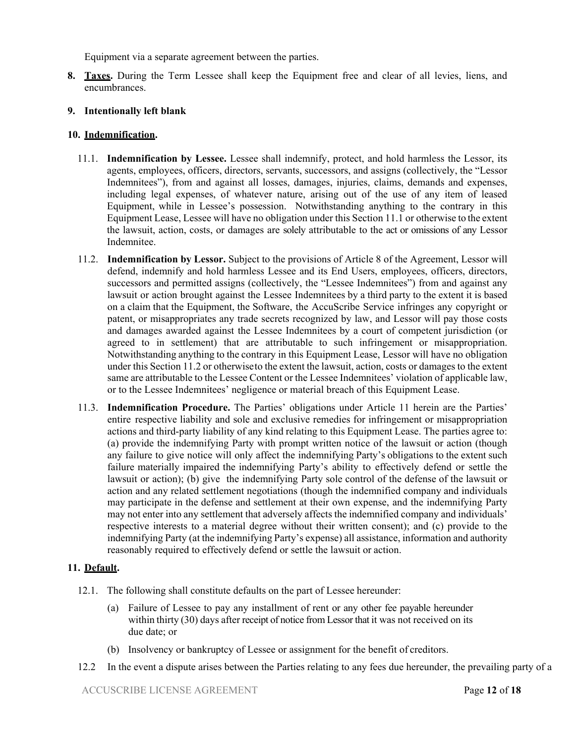Equipment via a separate agreement between the parties.

**8. Taxes.** During the Term Lessee shall keep the Equipment free and clear of all levies, liens, and encumbrances.

**9. Intentionally left blank**

**10. Indemnification.**

11.1. **Indemnification by Lessee.** Lessee shall indemnify, protect, and hold harmless the Lessor, its agents, employees, officers, directors, servants, successors, and assigns (collectively, the "Lessor Indemnitees"), from and against all losses, damages, injuries, claims, demands and expenses, including legal expenses, of whatever nature, arising out of the use of any item of leased Equipment, while in Lessee's possession. Notwithstanding anything to the contrary in this Equipment Lease, Lessee will have no obligation under this Section 11.1 or otherwise to the extent the lawsuit, action, costs, or damages are solely attributable to the act or omissions of any Lessor Indemnitee.

11.2. **Indemnification by Lessor.** Subject to the provisions of Article 8 of the Agreement, Lessor will defend, indemnify and hold harmless Lessee and its End Users, employees, officers, directors, successors and permitted assigns (collectively, the "Lessee Indemnitees") from and against any lawsuit or action brought against the Lessee Indemnitees by a third party to the extent it is based on a claim that the Equipment, the Software, the AccuScribe Service infringes any copyright or patent, or misappropriates any trade secrets recognized by law, and Lessor will pay those costs and damages awarded against the Lessee Indemnitees by a court of competent jurisdiction (or agreed to in settlement) that are attributable to such infringement or misappropriation. Notwithstanding anything to the contrary in this Equipment Lease, Lessor will have no obligation under this Section 11.2 or otherwise to the extent the lawsuit, action, costs or damages to the extent same are attributable to the Lessee Content or the Lessee Indemnitees' violation of applicable law, or to the Lessee Indemnitees' negligence or material breach of this Equipment Lease.

11.3. **Indemnification Procedure.** The Parties' obligations under Article 11 herein are the Parties' entire respective liability and sole and exclusive remedies for infringement or misappropriation actions and third-party liability of any kind relating to this Equipment Lease. The parties agree to: (a) provide the indemnifying Party with prompt written notice of the lawsuit or action (though any failure to give notice will only affect the indemnifying Party's obligations to the extent such failure materially impaired the indemnifying Party's ability to effectively defend or settle the lawsuit or action); (b) give the indemnifying Party sole control of the defense of the lawsuit or action and any related settlement negotiations (though the indemnified company and individuals may participate in the defense and settlement at their own expense, and the indemnifying Party may not enter into any settlement that adversely affects the indemnified company and individuals' respective interests to a material degree without their written consent); and (c) provide to the indemnifying Party (at the indemnifying Party's expense) all assistance, information and authority reasonably required to effectively defend or settle the lawsuit or action.

**11. Default.**

12.1. The following shall constitute defaults on the part of Lessee hereunder:

(a) Failure of Lessee to pay any installment of rent or any other fee payable hereunder within thirty (30) days after receipt of notice from Lessor that it was not received on its due date; or

(b) Insolvency or bankruptcy of Lessee or assignment for the benefit of creditors.

12.2 In the event a dispute arises between the Parties relating to any fees due hereunder, the prevailing party of a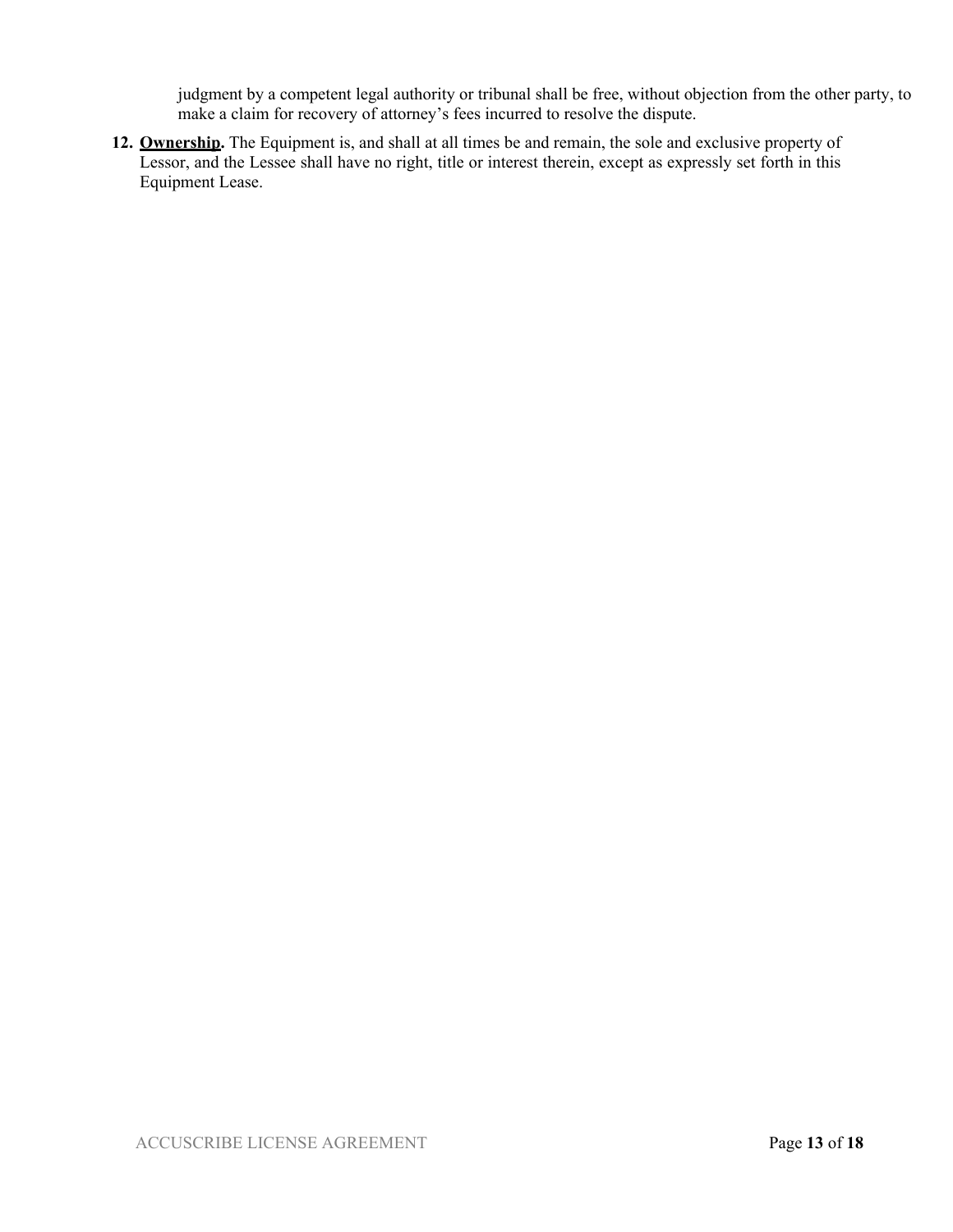judgment by a competent legal authority or tribunal shall be free, without objection from the other party, to make a claim for recovery of attorney's fees incurred to resolve the dispute.

12. **Ownership.** The Equipment is, and shall at all times be and remain, the sole and exclusive property of Lessor, and the Lessee shall have no right, title or interest therein, except as expressly set forth in this Equipment Lease.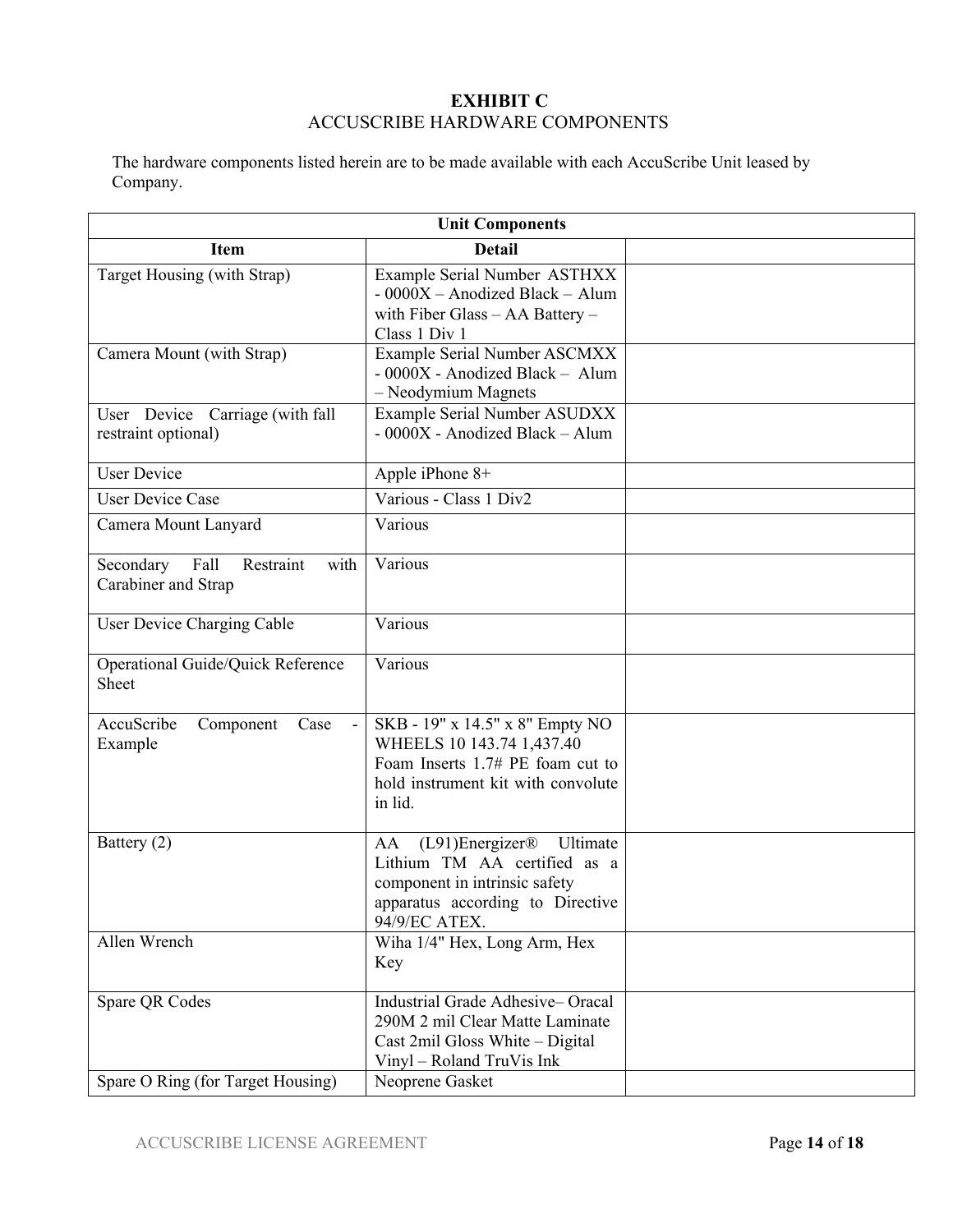# EXHIBIT C

## ACCUSCRIBE HARDWARE COMPONENTS

The hardware components listed herein are to be made available with each AccuScribe Unit leased by Company.

| Unit Components | | |
|---|---|---|
| **Item** | **Detail** | |
| Target Housing (with Strap) | Example Serial Number ASTHXX - 0000X – Anodized Black – Alum with Fiber Glass – AA Battery – Class 1 Div 1 | |
| Camera Mount (with Strap) | Example Serial Number ASCMXX - 0000X - Anodized Black – Alum – Neodymium Magnets | |
| User Device Carriage (with fall restraint optional) | Example Serial Number ASUDXX - 0000X - Anodized Black – Alum | |
| User Device | Apple iPhone 8+ | |
| User Device Case | Various - Class 1 Div2 | |
| Camera Mount Lanyard | Various | |
| Secondary Fall Restraint with Carabiner and Strap | Various | |
| User Device Charging Cable | Various | |
| Operational Guide/Quick Reference Sheet | Various | |
| AccuScribe Component Case - Example | SKB - 19" x 14.5" x 8" Empty NO WHEELS 10 143.74 1,437.40 Foam Inserts 1.7# PE foam cut to hold instrument kit with convolute in lid. | |
| Battery (2) | AA (L91)Energizer® Ultimate Lithium TM AA certified as a component in intrinsic safety apparatus according to Directive 94/9/EC ATEX. | |
| Allen Wrench | Wiha 1/4" Hex, Long Arm, Hex Key | |
| Spare QR Codes | Industrial Grade Adhesive– Oracal 290M 2 mil Clear Matte Laminate Cast 2mil Gloss White – Digital Vinyl – Roland TruVis Ink | |
| Spare O Ring (for Target Housing) | Neoprene Gasket | |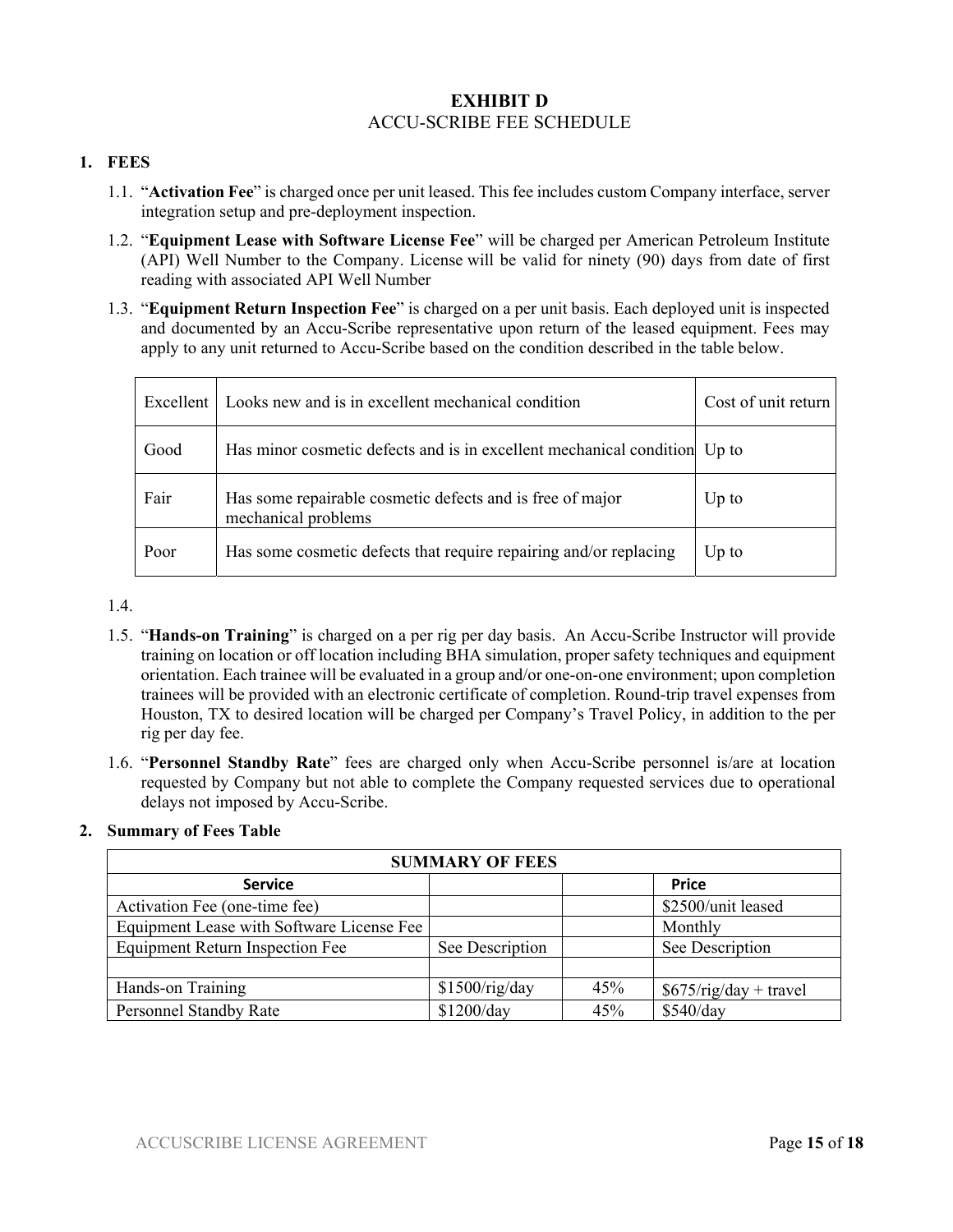# EXHIBIT D

ACCU-SCRIBE FEE SCHEDULE

## 1. FEES

1.1. "**Activation Fee**" is charged once per unit leased. This fee includes custom Company interface, server integration setup and pre-deployment inspection.

1.2. "**Equipment Lease with Software License Fee**" will be charged per American Petroleum Institute (API) Well Number to the Company. License will be valid for ninety (90) days from date of first reading with associated API Well Number

1.3. "**Equipment Return Inspection Fee**" is charged on a per unit basis. Each deployed unit is inspected and documented by an Accu-Scribe representative upon return of the leased equipment. Fees may apply to any unit returned to Accu-Scribe based on the condition described in the table below.

| | | |
|---|---|---|
| Excellent | Looks new and is in excellent mechanical condition | Cost of unit return |
| Good | Has minor cosmetic defects and is in excellent mechanical condition | Up to |
| Fair | Has some repairable cosmetic defects and is free of major mechanical problems | Up to |
| Poor | Has some cosmetic defects that require repairing and/or replacing | Up to |

1.4.

1.5. "**Hands-on Training**" is charged on a per rig per day basis. An Accu-Scribe Instructor will provide training on location or off location including BHA simulation, proper safety techniques and equipment orientation. Each trainee will be evaluated in a group and/or one-on-one environment; upon completion trainees will be provided with an electronic certificate of completion. Round-trip travel expenses from Houston, TX to desired location will be charged per Company's Travel Policy, in addition to the per rig per day fee.

1.6. "**Personnel Standby Rate**" fees are charged only when Accu-Scribe personnel is/are at location requested by Company but not able to complete the Company requested services due to operational delays not imposed by Accu-Scribe.

## 2. Summary of Fees Table

| SUMMARY OF FEES | | | |
|---|---|---|---|
| **Service** | | | **Price** |
| Activation Fee (one-time fee) | | | $2500/unit leased |
| Equipment Lease with Software License Fee | | | Monthly |
| Equipment Return Inspection Fee | See Description | | See Description |
| | | | |
| Hands-on Training | $1500/rig/day | 45% | $675/rig/day + travel |
| Personnel Standby Rate | $1200/day | 45% | $540/day |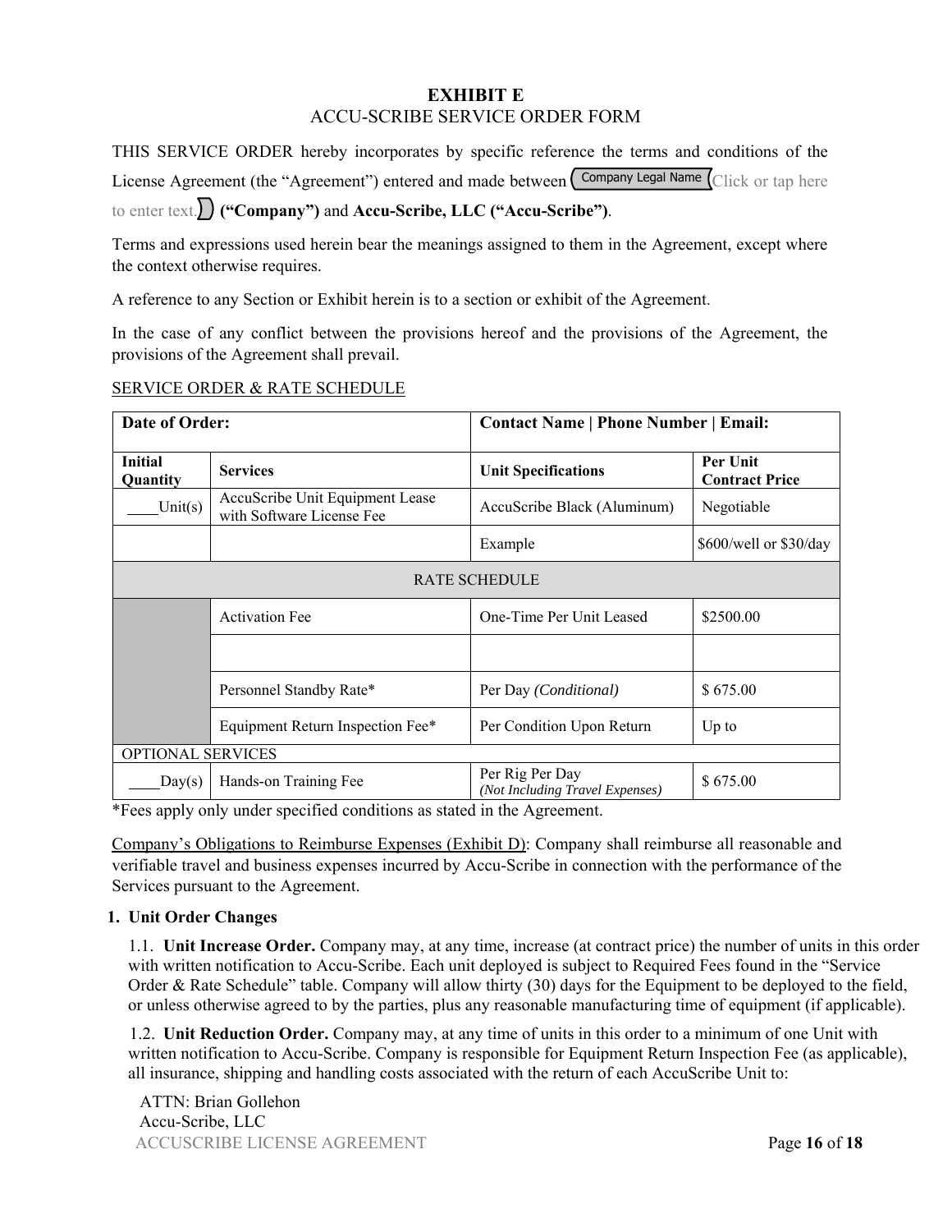# EXHIBIT E

## ACCU-SCRIBE SERVICE ORDER FORM

THIS SERVICE ORDER hereby incorporates by specific reference the terms and conditions of the License Agreement (the "Agreement") entered and made between Company Legal Name Click or tap here to enter text. **("Company")** and **Accu-Scribe, LLC ("Accu-Scribe")**.

Terms and expressions used herein bear the meanings assigned to them in the Agreement, except where the context otherwise requires.

A reference to any Section or Exhibit herein is to a section or exhibit of the Agreement.

In the case of any conflict between the provisions hereof and the provisions of the Agreement, the provisions of the Agreement shall prevail.

SERVICE ORDER & RATE SCHEDULE

| **Date of Order:** | | **Contact Name \| Phone Number \| Email:** | |
|---|---|---|---|
| **Initial Quantity** | **Services** | **Unit Specifications** | **Per Unit Contract Price** |
| ____Unit(s) | AccuScribe Unit Equipment Lease with Software License Fee | AccuScribe Black (Aluminum) | Negotiable |
| | | Example | $600/well or $30/day |
| RATE SCHEDULE | | | |
| | Activation Fee | One-Time Per Unit Leased | $2500.00 |
| | | | |
| | Personnel Standby Rate* | Per Day *(Conditional)* | $ 675.00 |
| | Equipment Return Inspection Fee* | Per Condition Upon Return | Up to |
| OPTIONAL SERVICES | | | |
| ____Day(s) | Hands-on Training Fee | Per Rig Per Day *(Not Including Travel Expenses)* | $ 675.00 |

*Fees apply only under specified conditions as stated in the Agreement.

Company's Obligations to Reimburse Expenses (Exhibit D): Company shall reimburse all reasonable and verifiable travel and business expenses incurred by Accu-Scribe in connection with the performance of the Services pursuant to the Agreement.

**1. Unit Order Changes**

1.1. **Unit Increase Order.** Company may, at any time, increase (at contract price) the number of units in this order with written notification to Accu-Scribe. Each unit deployed is subject to Required Fees found in the "Service Order & Rate Schedule" table. Company will allow thirty (30) days for the Equipment to be deployed to the field, or unless otherwise agreed to by the parties, plus any reasonable manufacturing time of equipment (if applicable).

1.2. **Unit Reduction Order.** Company may, at any time of units in this order to a minimum of one Unit with written notification to Accu-Scribe. Company is responsible for Equipment Return Inspection Fee (as applicable), all insurance, shipping and handling costs associated with the return of each AccuScribe Unit to:

ATTN: Brian Gollehon
Accu-Scribe, LLC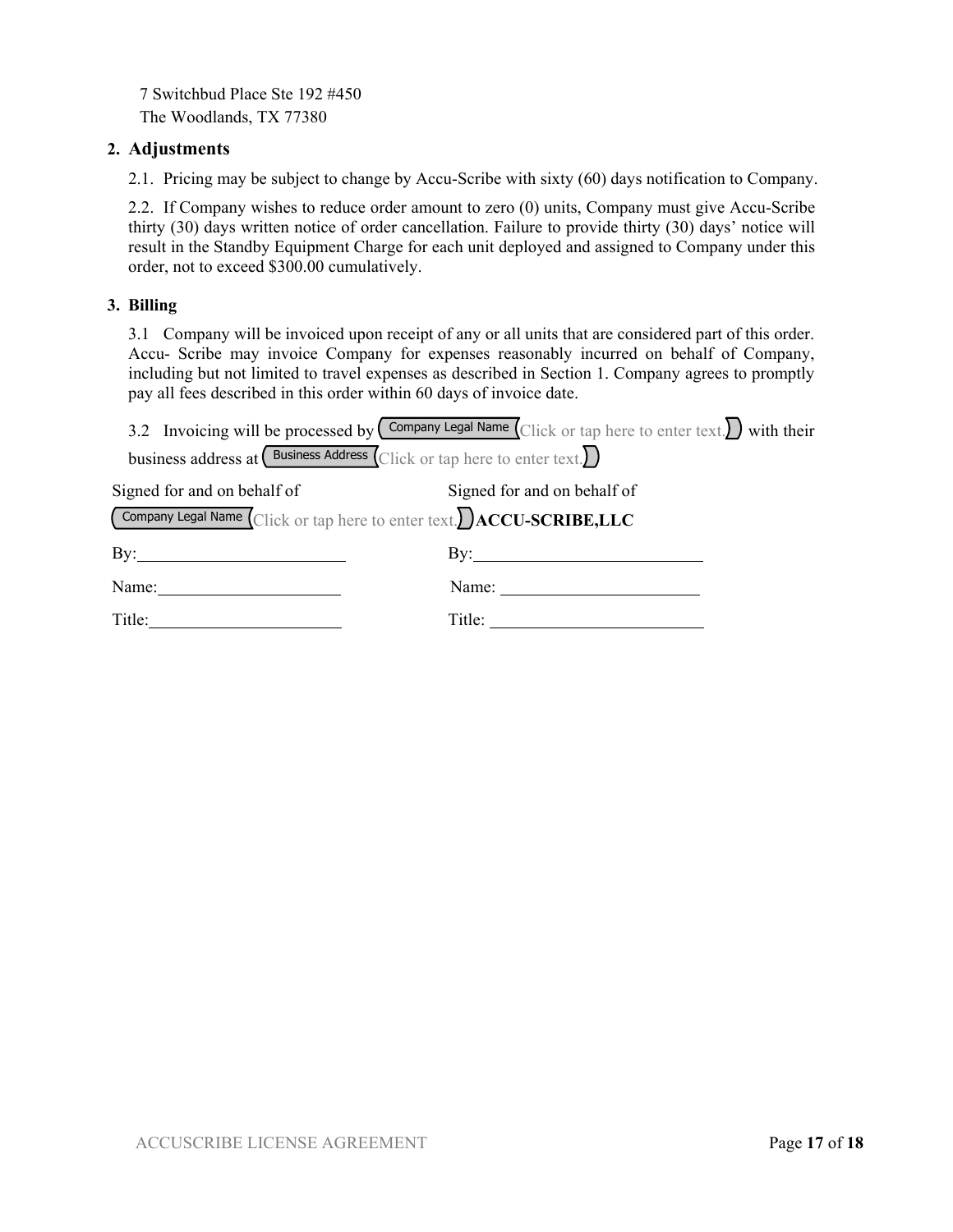7 Switchbud Place Ste 192 #450
The Woodlands, TX 77380

## 2. Adjustments

2.1. Pricing may be subject to change by Accu-Scribe with sixty (60) days notification to Company.

2.2. If Company wishes to reduce order amount to zero (0) units, Company must give Accu-Scribe thirty (30) days written notice of order cancellation. Failure to provide thirty (30) days' notice will result in the Standby Equipment Charge for each unit deployed and assigned to Company under this order, not to exceed $300.00 cumulatively.

## 3. Billing

3.1 Company will be invoiced upon receipt of any or all units that are considered part of this order. Accu- Scribe may invoice Company for expenses reasonably incurred on behalf of Company, including but not limited to travel expenses as described in Section 1. Company agrees to promptly pay all fees described in this order within 60 days of invoice date.

3.2 Invoicing will be processed by [Company Legal Name: Click or tap here to enter text.] with their business address at [Business Address: Click or tap here to enter text.]

| Signed for and on behalf of | Signed for and on behalf of |
|---|---|
| [Company Legal Name: Click or tap here to enter text.] | **ACCU-SCRIBE,LLC** |
| By:\_\_\_\_\_\_\_\_\_\_\_\_\_\_\_\_\_\_\_\_ | By:\_\_\_\_\_\_\_\_\_\_\_\_\_\_\_\_\_\_\_\_ |
| Name:\_\_\_\_\_\_\_\_\_\_\_\_\_\_\_\_\_\_\_\_ | Name:\_\_\_\_\_\_\_\_\_\_\_\_\_\_\_\_\_\_\_\_ |
| Title:\_\_\_\_\_\_\_\_\_\_\_\_\_\_\_\_\_\_\_\_ | Title:\_\_\_\_\_\_\_\_\_\_\_\_\_\_\_\_\_\_\_\_ |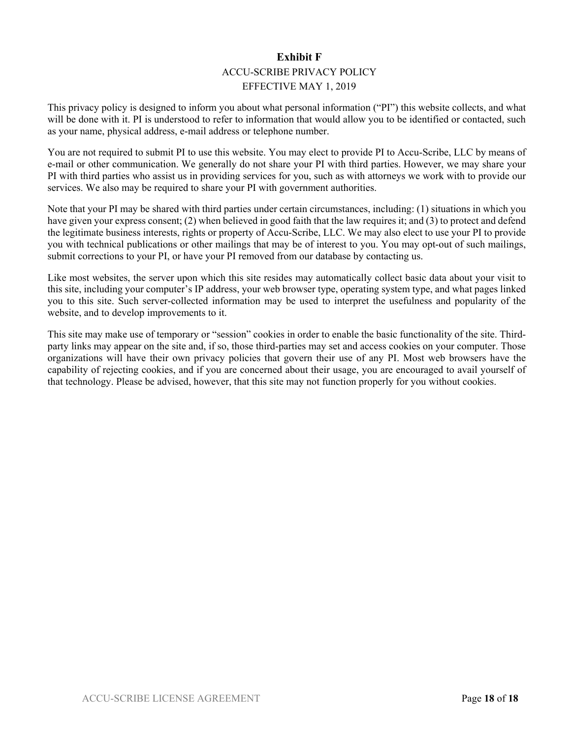# Exhibit F

ACCU-SCRIBE PRIVACY POLICY

EFFECTIVE MAY 1, 2019

This privacy policy is designed to inform you about what personal information ("PI") this website collects, and what will be done with it. PI is understood to refer to information that would allow you to be identified or contacted, such as your name, physical address, e-mail address or telephone number.

You are not required to submit PI to use this website. You may elect to provide PI to Accu-Scribe, LLC by means of e-mail or other communication. We generally do not share your PI with third parties. However, we may share your PI with third parties who assist us in providing services for you, such as with attorneys we work with to provide our services. We also may be required to share your PI with government authorities.

Note that your PI may be shared with third parties under certain circumstances, including: (1) situations in which you have given your express consent; (2) when believed in good faith that the law requires it; and (3) to protect and defend the legitimate business interests, rights or property of Accu-Scribe, LLC. We may also elect to use your PI to provide you with technical publications or other mailings that may be of interest to you. You may opt-out of such mailings, submit corrections to your PI, or have your PI removed from our database by contacting us.

Like most websites, the server upon which this site resides may automatically collect basic data about your visit to this site, including your computer's IP address, your web browser type, operating system type, and what pages linked you to this site. Such server-collected information may be used to interpret the usefulness and popularity of the website, and to develop improvements to it.

This site may make use of temporary or "session" cookies in order to enable the basic functionality of the site. Third-party links may appear on the site and, if so, those third-parties may set and access cookies on your computer. Those organizations will have their own privacy policies that govern their use of any PI. Most web browsers have the capability of rejecting cookies, and if you are concerned about their usage, you are encouraged to avail yourself of that technology. Please be advised, however, that this site may not function properly for you without cookies.